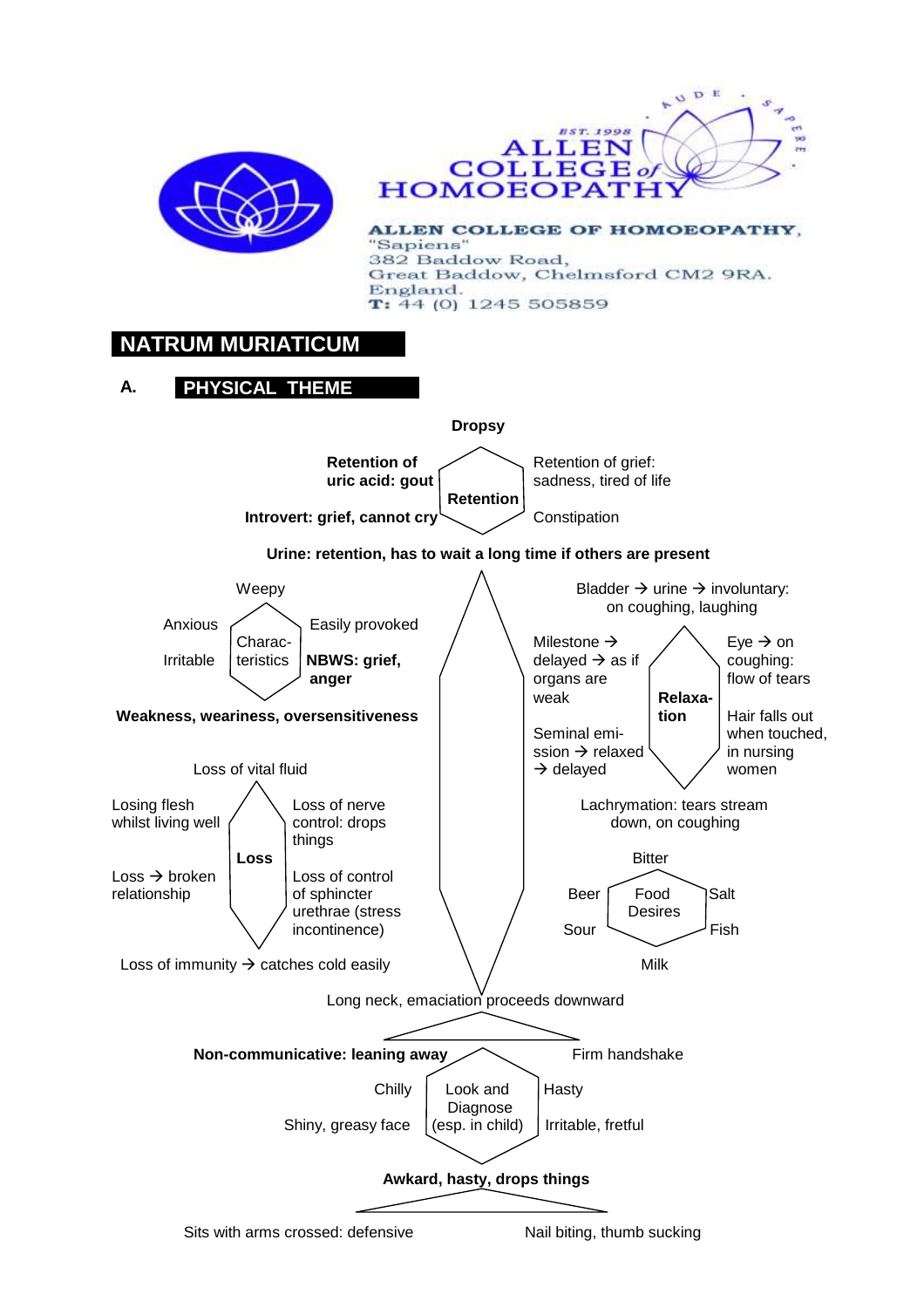ALLEN COLLEGE OF HOMOEOPATHY
EST. 1998
AUDE SAPERE

**ALLEN COLLEGE OF HOMOEOPATHY,**
"Sapiens"
382 Baddow Road,
Great Baddow, Chelmsford CM2 9RA.
England.
**T:** 44 (0) 1245 505859

# NATRUM MURIATICUM

## A. PHYSICAL THEME

### Retention

**Dropsy**

- **Retention of uric acid: gout**
- Retention of grief: sadness, tired of life
- **Introvert: grief, cannot cry**
- Constipation

**Urine: retention, has to wait a long time if others are present**

### Characteristics

Weepy

- Anxious
- Easily provoked
- Irritable
- **NBWS: grief, anger**

**Weakness, weariness, oversensitiveness**

### Relaxation

Bladder → urine → involuntary: on coughing, laughing

- Milestone → delayed → as if organs are weak
- Eye → on coughing: flow of tears
- Seminal emission → relaxed → delayed
- Hair falls out when touched, in nursing women

Lachrymation: tears stream down, on coughing

### Loss

Loss of vital fluid

- Losing flesh whilst living well
- Loss of nerve control: drops things
- Loss → broken relationship
- Loss of control of sphincter urethrae (stress incontinence)

Loss of immunity → catches cold easily

### Food Desires

Bitter

- Beer
- Salt
- Sour
- Fish

Milk

Long neck, emaciation proceeds downward

### Look and Diagnose (esp. in child)

**Non-communicative: leaning away**

Firm handshake

- Chilly
- Hasty
- Shiny, greasy face
- Irritable, fretful

**Awkard, hasty, drops things**

Sits with arms crossed: defensive

Nail biting, thumb sucking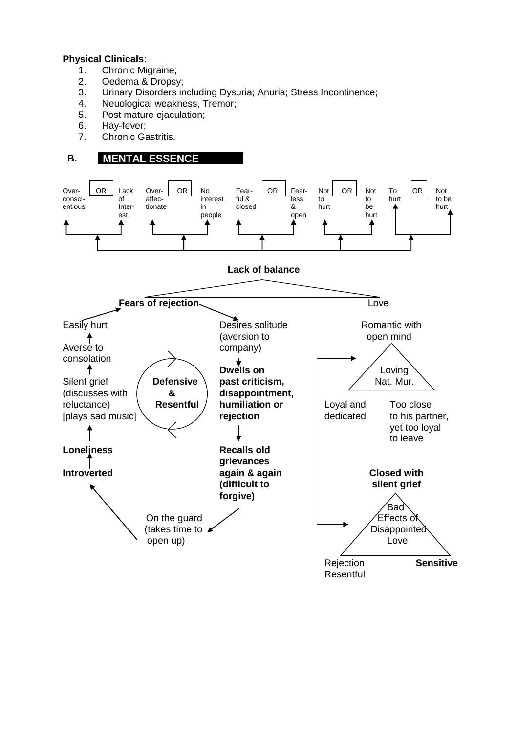**Physical Clinicals**:

1. Chronic Migraine;
2. Oedema & Dropsy;
3. Urinary Disorders including Dysuria; Anuria; Stress Incontinence;
4. Neuological weakness, Tremor;
5. Post mature ejaculation;
6. Hay-fever;
7. Chronic Gastritis.

## B. MENTAL ESSENCE

Over-conscientious OR Lack of Interest

Over-affectionate OR No interest in people

Fearful & closed OR Fearless & open

Not to hurt OR Not to be hurt

To hurt OR Not to be hurt

**Lack of balance**

**Fears of rejection** — Love

Easily hurt

Averse to consolation

Silent grief (discusses with reluctance) [plays sad music]

**Loneliness**

**Introverted**

**Defensive & Resentful**

Desires solitude (aversion to company)

**Dwells on past criticism, disappointment, humiliation or rejection**

**Recalls old grievances again & again (difficult to forgive)**

On the guard (takes time to open up)

Romantic with open mind

Loving Nat. Mur.

Loyal and dedicated

Too close to his partner, yet too loyal to leave

**Closed with silent grief**

Bad Effects of Disappointed Love

Rejection Resentful

**Sensitive**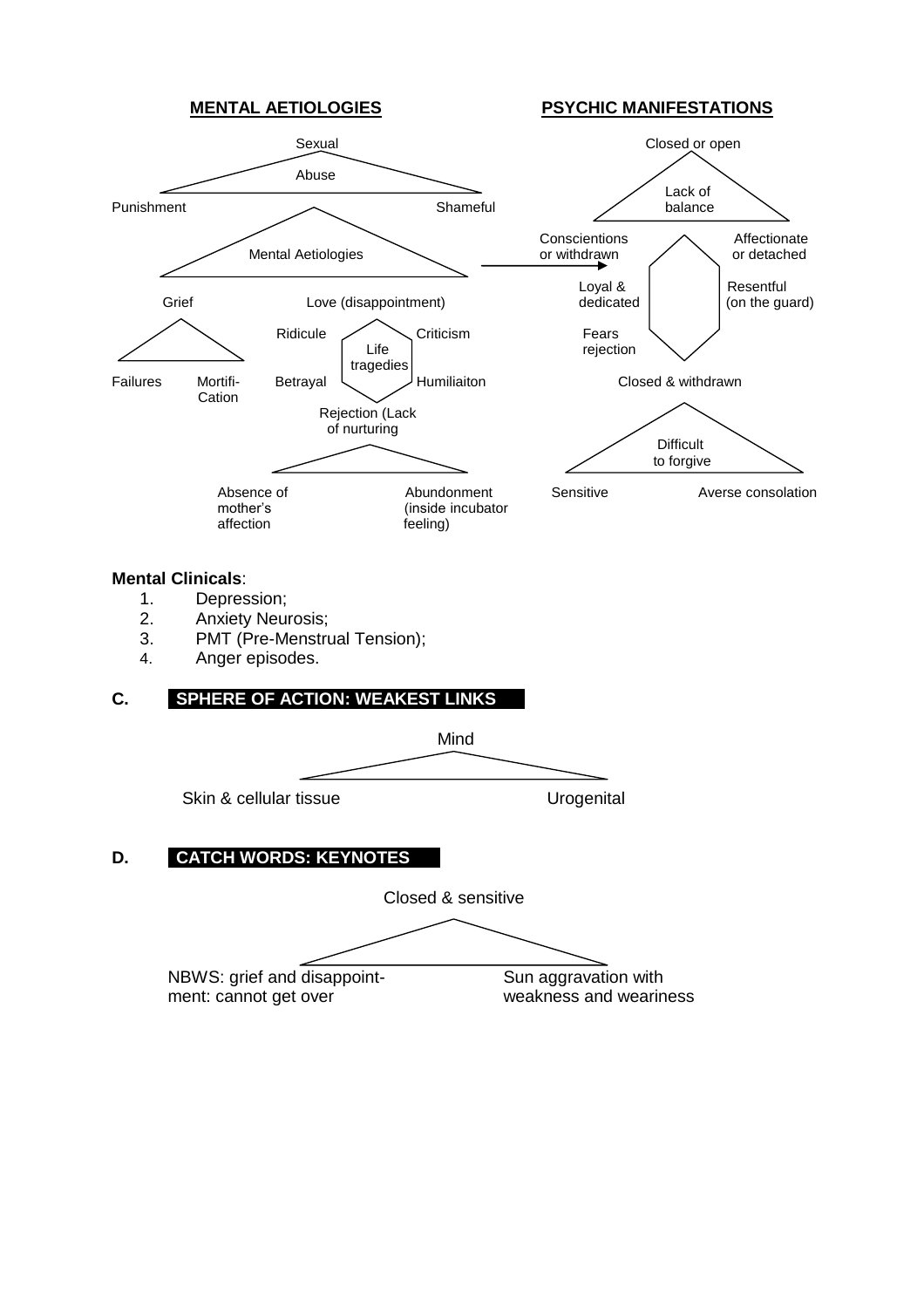**MENTAL AETIOLOGIES**

Sexual

Abuse

Punishment — Shameful

Mental Aetiologies

Grief — Love (disappointment)

Failures — Mortifi-Cation

Ridicule — Criticism

Life tragedies

Betrayal — Humiliaiton

Rejection (Lack of nurturing

Absence of mother's affection — Abundonment (inside incubator feeling)

**PSYCHIC MANIFESTATIONS**

Closed or open

Lack of balance

Conscientions or withdrawn — Affectionate or detached

Loyal & dedicated — Resentful (on the guard)

Fears rejection

Closed & withdrawn

Difficult to forgive

Sensitive — Averse consolation

**Mental Clinicals**:

1. Depression;
2. Anxiety Neurosis;
3. PMT (Pre-Menstrual Tension);
4. Anger episodes.

## C. SPHERE OF ACTION: WEAKEST LINKS

Mind

Skin & cellular tissue — Urogenital

## D. CATCH WORDS: KEYNOTES

Closed & sensitive

NBWS: grief and disappoint-ment: cannot get over — Sun aggravation with weakness and weariness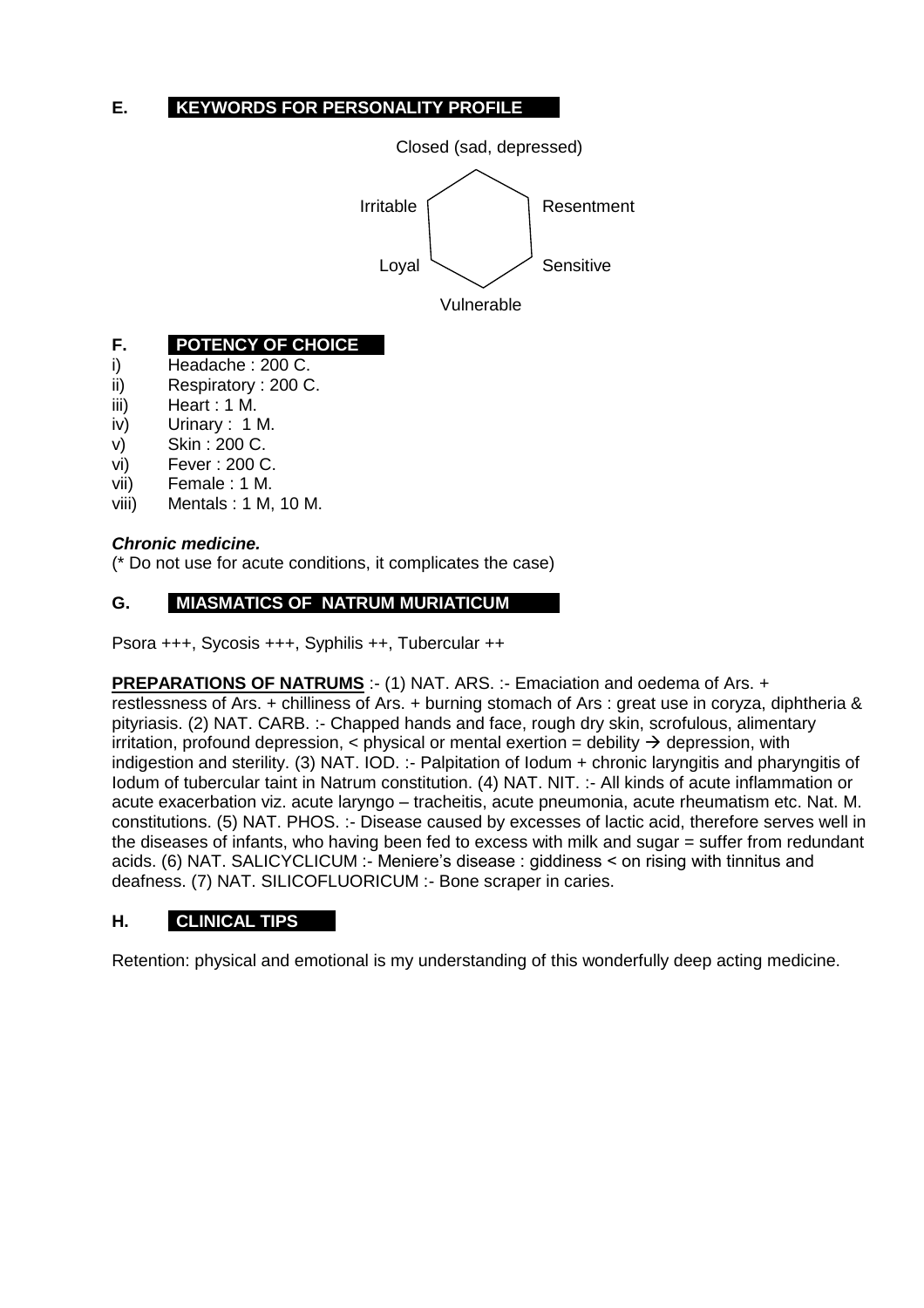## E. KEYWORDS FOR PERSONALITY PROFILE

Closed (sad, depressed)

Irritable

Resentment

Loyal

Sensitive

Vulnerable

## F. POTENCY OF CHOICE

i) Headache : 200 C.
ii) Respiratory : 200 C.
iii) Heart : 1 M.
iv) Urinary : 1 M.
v) Skin : 200 C.
vi) Fever : 200 C.
vii) Female : 1 M.
viii) Mentals : 1 M, 10 M.

***Chronic medicine.***
(* Do not use for acute conditions, it complicates the case)

## G. MIASMATICS OF NATRUM MURIATICUM

Psora +++, Sycosis +++, Syphilis ++, Tubercular ++

**PREPARATIONS OF NATRUMS** :- (1) NAT. ARS. :- Emaciation and oedema of Ars. + restlessness of Ars. + chilliness of Ars. + burning stomach of Ars : great use in coryza, diphtheria & pityriasis. (2) NAT. CARB. :- Chapped hands and face, rough dry skin, scrofulous, alimentary irritation, profound depression, < physical or mental exertion = debility → depression, with indigestion and sterility. (3) NAT. IOD. :- Palpitation of Iodum + chronic laryngitis and pharyngitis of Iodum of tubercular taint in Natrum constitution. (4) NAT. NIT. :- All kinds of acute inflammation or acute exacerbation viz. acute laryngo – tracheitis, acute pneumonia, acute rheumatism etc. Nat. M. constitutions. (5) NAT. PHOS. :- Disease caused by excesses of lactic acid, therefore serves well in the diseases of infants, who having been fed to excess with milk and sugar = suffer from redundant acids. (6) NAT. SALICYCLICUM :- Meniere's disease : giddiness < on rising with tinnitus and deafness. (7) NAT. SILICOFLUORICUM :- Bone scraper in caries.

## H. CLINICAL TIPS

Retention: physical and emotional is my understanding of this wonderfully deep acting medicine.